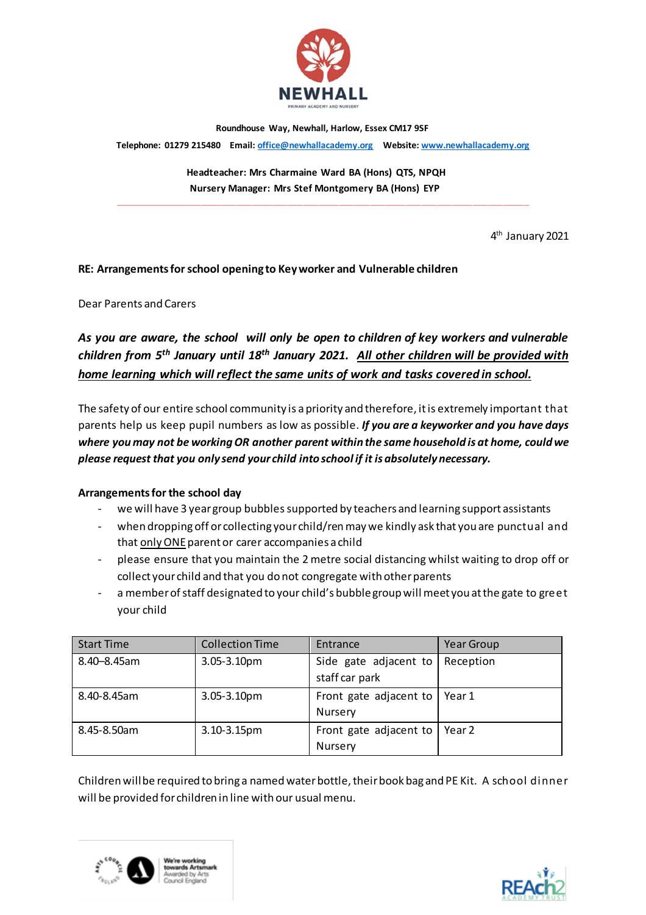**NEWHALL**

PRIMARY ACADEMY AND NURSERY

**Roundhouse Way, Newhall, Harlow, Essex CM17 9SF**

**Telephone: 01279 215480 Email: office@newhallacademy.org Website: www.newhallacademy.org**

**Headteacher: Mrs Charmaine Ward BA (Hons) QTS, NPQH**

**Nursery Manager: Mrs Stef Montgomery BA (Hons) EYP**

4th January 2021

**RE: Arrangements for school opening to Key worker and Vulnerable children**

Dear Parents and Carers

***As you are aware, the school will only be open to children of key workers and vulnerable children from 5th January until 18th January 2021. All other children will be provided with home learning which will reflect the same units of work and tasks covered in school.***

The safety of our entire school community is a priority and therefore, it is extremely important that parents help us keep pupil numbers as low as possible. ***If you are a keyworker and you have days where you may not be working OR another parent within the same household is at home, could we please request that you only send your child into school if it is absolutely necessary.***

**Arrangements for the school day**

- we will have 3 year group bubbles supported by teachers and learning support assistants
- when dropping off or collecting your child/ren may we kindly ask that you are punctual and that only ONE parent or carer accompanies a child
- please ensure that you maintain the 2 metre social distancing whilst waiting to drop off or collect your child and that you do not congregate with other parents
- a member of staff designated to your child's bubble group will meet you at the gate to greet your child

| Start Time | Collection Time | Entrance | Year Group |
| --- | --- | --- | --- |
| 8.40–8.45am | 3.05-3.10pm | Side gate adjacent to staff car park | Reception |
| 8.40-8.45am | 3.05-3.10pm | Front gate adjacent to Nursery | Year 1 |
| 8.45-8.50am | 3.10-3.15pm | Front gate adjacent to Nursery | Year 2 |

Children will be required to bring a named water bottle, their book bag and PE Kit. A school dinner will be provided for children in line with our usual menu.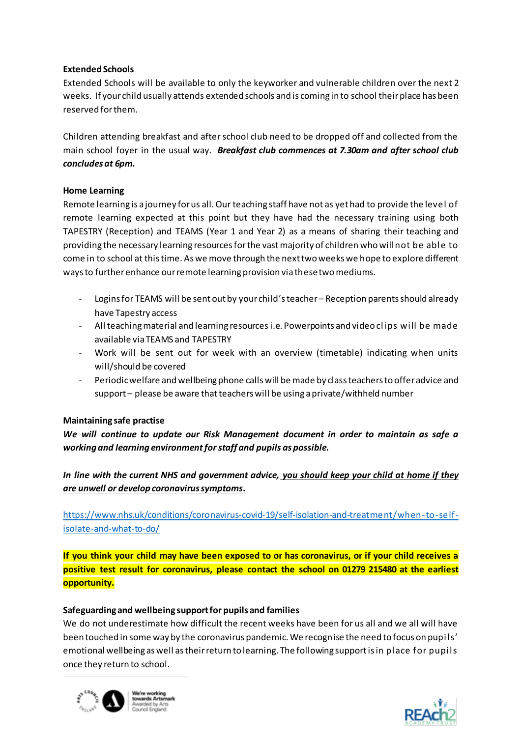**Extended Schools**

Extended Schools will be available to only the keyworker and vulnerable children over the next 2 weeks. If your child usually attends extended schools <u>and is coming in to school</u> their place has been reserved for them.

Children attending breakfast and after school club need to be dropped off and collected from the main school foyer in the usual way. ***Breakfast club commences at 7.30am and after school club concludes at 6pm.***

**Home Learning**

Remote learning is a journey for us all. Our teaching staff have not as yet had to provide the level of remote learning expected at this point but they have had the necessary training using both TAPESTRY (Reception) and TEAMS (Year 1 and Year 2) as a means of sharing their teaching and providing the necessary learning resources for the vast majority of children who will not be able to come in to school at this time. As we move through the next two weeks we hope to explore different ways to further enhance our remote learning provision via these two mediums.

- Logins for TEAMS will be sent out by your child's teacher – Reception parents should already have Tapestry access
- All teaching material and learning resources i.e. Powerpoints and video clips will be made available via TEAMS and TAPESTRY
- Work will be sent out for week with an overview (timetable) indicating when units will/should be covered
- Periodic welfare and wellbeing phone calls will be made by class teachers to offer advice and support – please be aware that teachers will be using a private/withheld number

**Maintaining safe practise**

***We will continue to update our Risk Management document in order to maintain as safe a working and learning environment for staff and pupils as possible.***

***In line with the current NHS and government advice, <u>you should keep your child at home if they are unwell or develop coronavirus symptoms.</u>***

https://www.nhs.uk/conditions/coronavirus-covid-19/self-isolation-and-treatment/when-to-self-isolate-and-what-to-do/

**If you think your child may have been exposed to or has coronavirus, or if your child receives a positive test result for coronavirus, please contact the school on 01279 215480 at the earliest opportunity.**

**Safeguarding and wellbeing support for pupils and families**

We do not underestimate how difficult the recent weeks have been for us all and we all will have been touched in some way by the coronavirus pandemic. We recognise the need to focus on pupils' emotional wellbeing as well as their return to learning. The following support is in place for pupils once they return to school.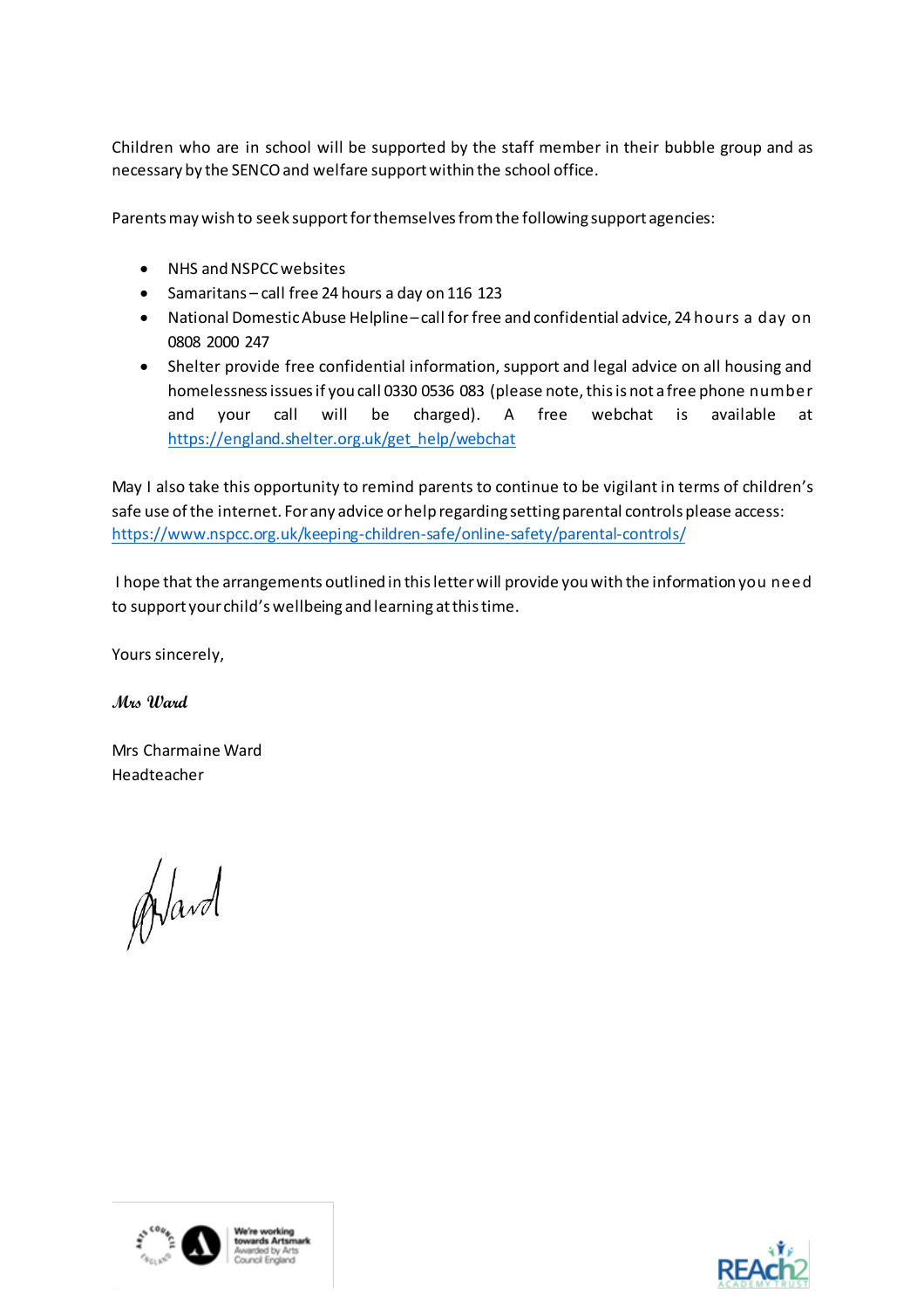Children who are in school will be supported by the staff member in their bubble group and as necessary by the SENCO and welfare support within the school office.

Parents may wish to seek support for themselves from the following support agencies:

- NHS and NSPCC websites
- Samaritans – call free 24 hours a day on 116 123
- National Domestic Abuse Helpline – call for free and confidential advice, 24 hours a day on 0808 2000 247
- Shelter provide free confidential information, support and legal advice on all housing and homelessness issues if you call 0330 0536 083 (please note, this is not a free phone number and your call will be charged). A free webchat is available at https://england.shelter.org.uk/get_help/webchat

May I also take this opportunity to remind parents to continue to be vigilant in terms of children's safe use of the internet. For any advice or help regarding setting parental controls please access: https://www.nspcc.org.uk/keeping-children-safe/online-safety/parental-controls/

I hope that the arrangements outlined in this letter will provide you with the information you need to support your child's wellbeing and learning at this time.

Yours sincerely,

*Mrs Ward*

Mrs Charmaine Ward
Headteacher